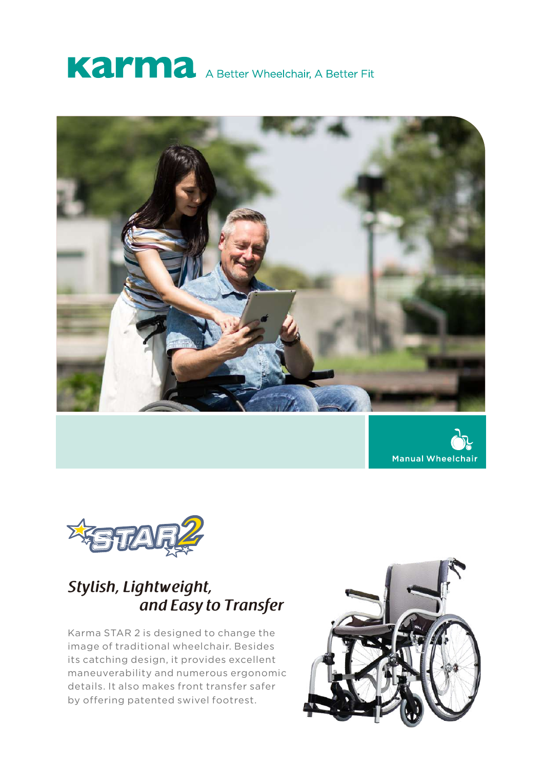# Karma A Better Wheelchair, A Better Fit

Manual Wheelchair

## STAR 2

### *Stylish, Lightweight, and Easy to Transfer*

Karma STAR 2 is designed to change the image of traditional wheelchair. Besides its catching design, it provides excellent maneuverability and numerous ergonomic details. It also makes front transfer safer by offering patented swivel footrest.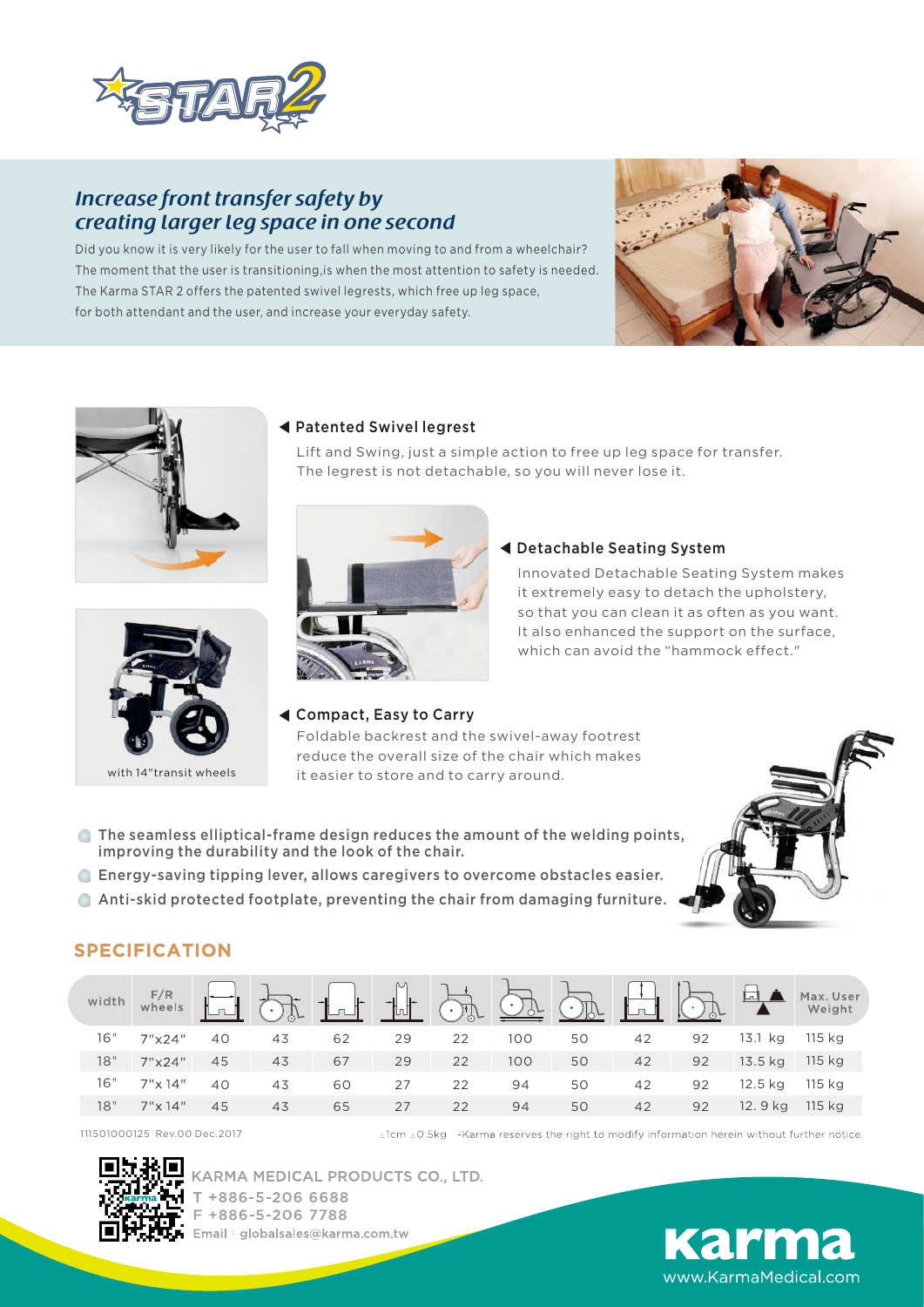# STAR2

## *Increase front transfer safety by creating larger leg space in one second*

Did you know it is very likely for the user to fall when moving to and from a wheelchair?
The moment that the user is transitioning,is when the most attention to safety is needed.
The Karma STAR 2 offers the patented swivel legrests, which free up leg space,
for both attendant and the user, and increase your everyday safety.

### ◀ Patented Swivel legrest

Lift and Swing, just a simple action to free up leg space for transfer.
The legrest is not detachable, so you will never lose it.

### ◀ Detachable Seating System

Innovated Detachable Seating System makes it extremely easy to detach the upholstery, so that you can clean it as often as you want. It also enhanced the support on the surface, which can avoid the "hammock effect."

with 14"transit wheels

### ◀ Compact, Easy to Carry

Foldable backrest and the swivel-away footrest reduce the overall size of the chair which makes it easier to store and to carry around.

- The seamless elliptical-frame design reduces the amount of the welding points, improving the durability and the look of the chair.
- Energy-saving tipping lever, allows caregivers to overcome obstacles easier.
- Anti-skid protected footplate, preventing the chair from damaging furniture.

## SPECIFICATION

| width | F/R wheels | | | | | | | | | | | Max. User Weight |
|---|---|---|---|---|---|---|---|---|---|---|---|---|
| 16" | 7"x24" | 40 | 43 | 62 | 29 | 22 | 100 | 50 | 42 | 92 | 13.1 kg | 115 kg |
| 18" | 7"x24" | 45 | 43 | 67 | 29 | 22 | 100 | 50 | 42 | 92 | 13.5 kg | 115 kg |
| 16" | 7"x 14" | 40 | 43 | 60 | 27 | 22 | 94 | 50 | 42 | 92 | 12.5 kg | 115 kg |
| 18" | 7"x 14" | 45 | 43 | 65 | 27 | 22 | 94 | 50 | 42 | 92 | 12. 9 kg | 115 kg |

111501000125 Rev.00 Dec.2017

±1cm ±0.5kg -Karma reserves the right to modify information herein without further notice.

KARMA MEDICAL PRODUCTS CO., LTD.
T +886-5-206 6688
F +886-5-206 7788
Email : globalsales@karma.com.tw

karma
www.KarmaMedical.com